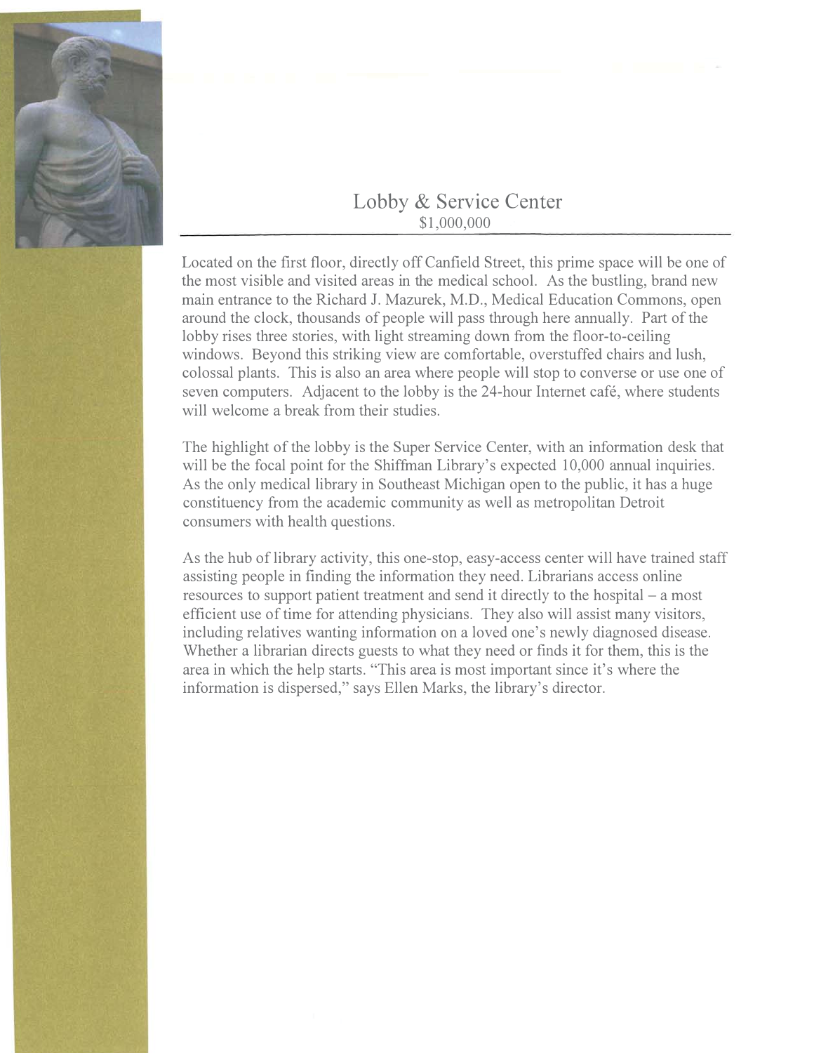# Lobby & Service Center

$1,000,000

Located on the first floor, directly off Canfield Street, this prime space will be one of the most visible and visited areas in the medical school. As the bustling, brand new main entrance to the Richard J. Mazurek, M.D., Medical Education Commons, open around the clock, thousands of people will pass through here annually. Part of the lobby rises three stories, with light streaming down from the floor-to-ceiling windows. Beyond this striking view are comfortable, overstuffed chairs and lush, colossal plants. This is also an area where people will stop to converse or use one of seven computers. Adjacent to the lobby is the 24-hour Internet café, where students will welcome a break from their studies.

The highlight of the lobby is the Super Service Center, with an information desk that will be the focal point for the Shiffman Library's expected 10,000 annual inquiries. As the only medical library in Southeast Michigan open to the public, it has a huge constituency from the academic community as well as metropolitan Detroit consumers with health questions.

As the hub of library activity, this one-stop, easy-access center will have trained staff assisting people in finding the information they need. Librarians access online resources to support patient treatment and send it directly to the hospital – a most efficient use of time for attending physicians. They also will assist many visitors, including relatives wanting information on a loved one's newly diagnosed disease. Whether a librarian directs guests to what they need or finds it for them, this is the area in which the help starts. "This area is most important since it's where the information is dispersed," says Ellen Marks, the library's director.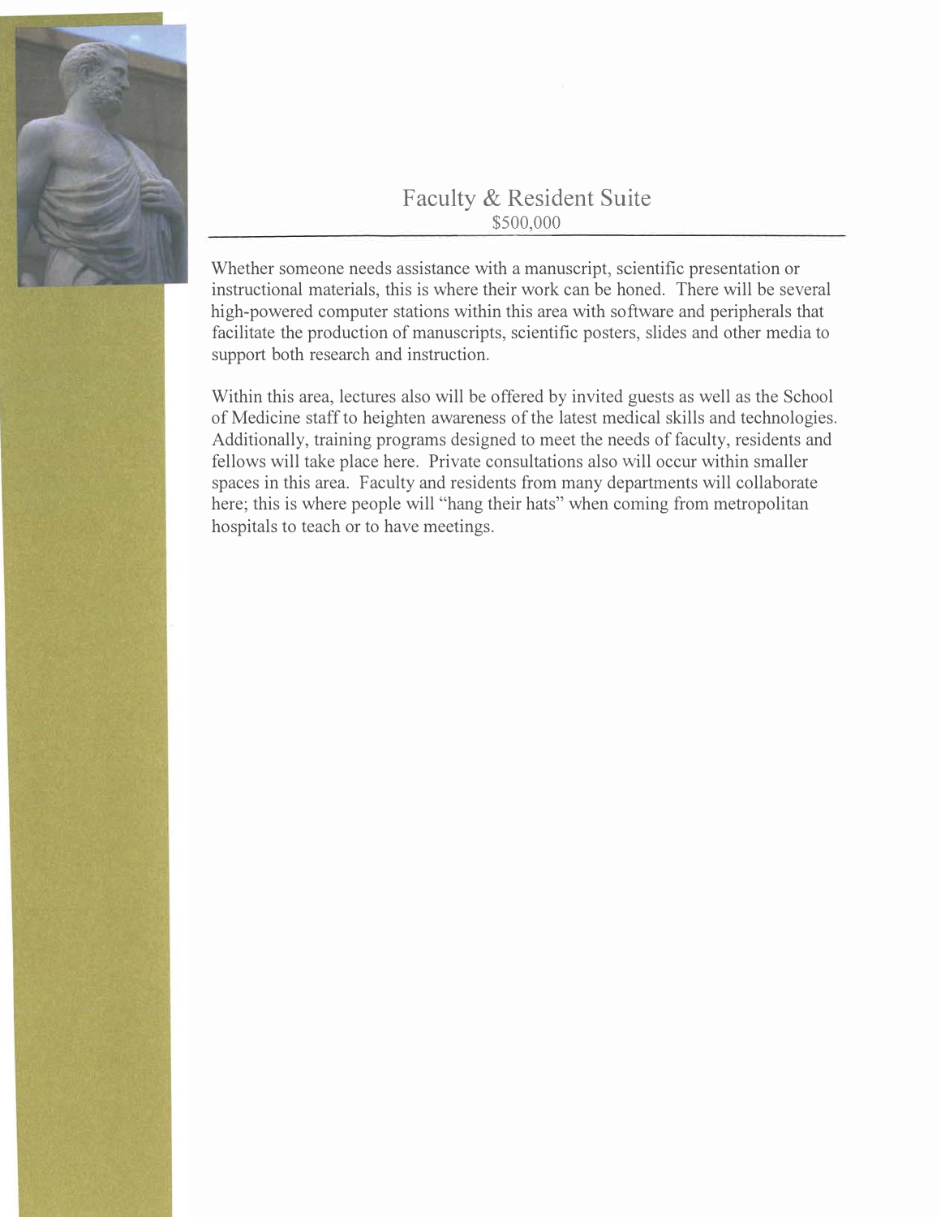## Faculty & Resident Suite

$500,000

Whether someone needs assistance with a manuscript, scientific presentation or instructional materials, this is where their work can be honed. There will be several high-powered computer stations within this area with software and peripherals that facilitate the production of manuscripts, scientific posters, slides and other media to support both research and instruction.

Within this area, lectures also will be offered by invited guests as well as the School of Medicine staff to heighten awareness of the latest medical skills and technologies. Additionally, training programs designed to meet the needs of faculty, residents and fellows will take place here. Private consultations also will occur within smaller spaces in this area. Faculty and residents from many departments will collaborate here; this is where people will "hang their hats" when coming from metropolitan hospitals to teach or to have meetings.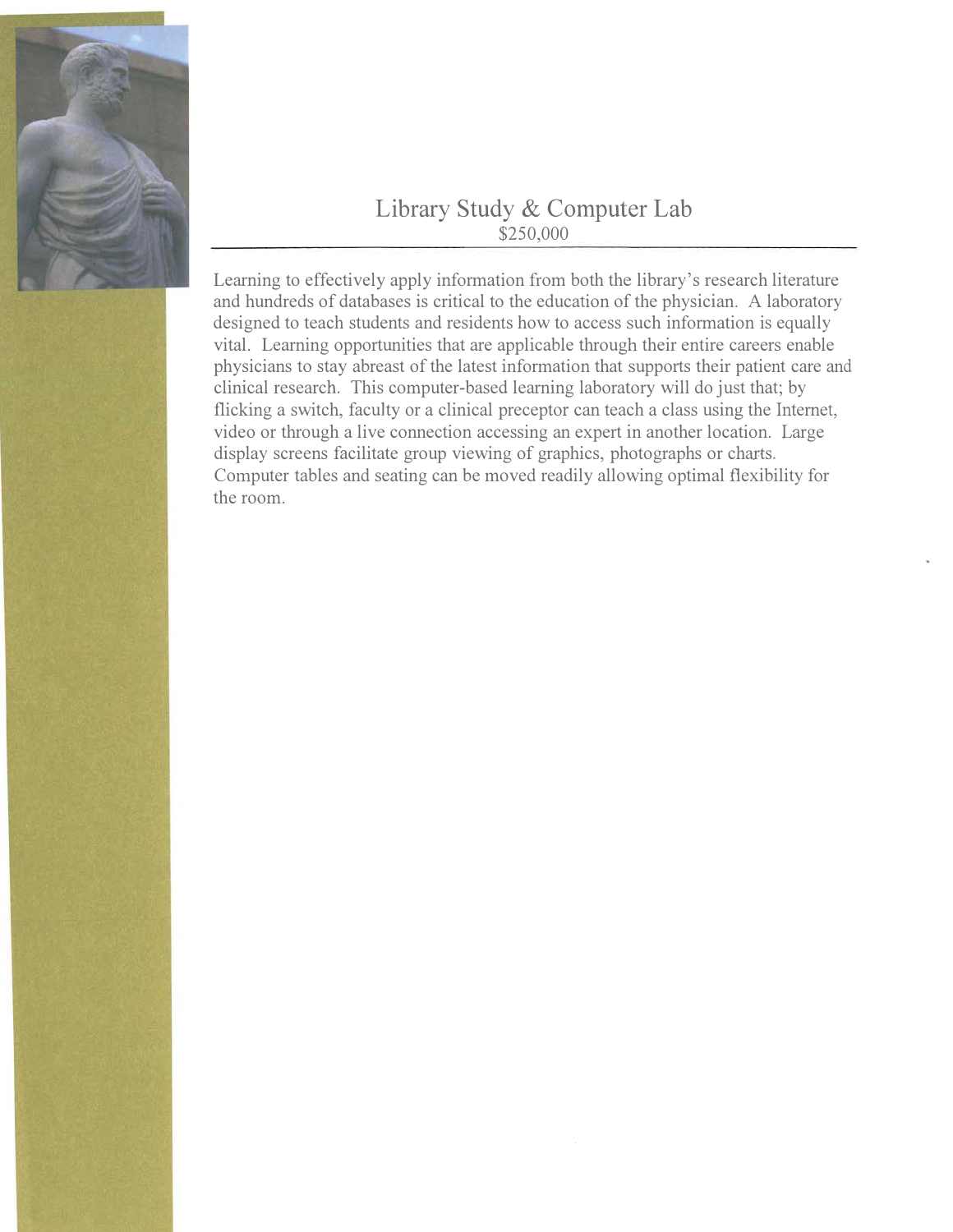## Library Study & Computer Lab

$250,000

Learning to effectively apply information from both the library's research literature and hundreds of databases is critical to the education of the physician. A laboratory designed to teach students and residents how to access such information is equally vital. Learning opportunities that are applicable through their entire careers enable physicians to stay abreast of the latest information that supports their patient care and clinical research. This computer-based learning laboratory will do just that; by flicking a switch, faculty or a clinical preceptor can teach a class using the Internet, video or through a live connection accessing an expert in another location. Large display screens facilitate group viewing of graphics, photographs or charts. Computer tables and seating can be moved readily allowing optimal flexibility for the room.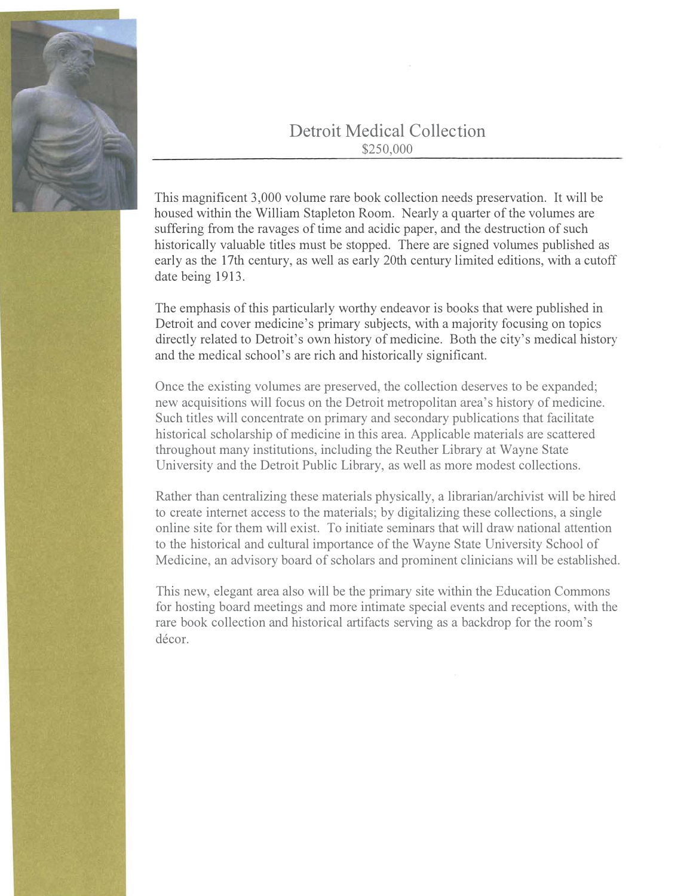# Detroit Medical Collection

$250,000

This magnificent 3,000 volume rare book collection needs preservation. It will be housed within the William Stapleton Room. Nearly a quarter of the volumes are suffering from the ravages of time and acidic paper, and the destruction of such historically valuable titles must be stopped. There are signed volumes published as early as the 17th century, as well as early 20th century limited editions, with a cutoff date being 1913.

The emphasis of this particularly worthy endeavor is books that were published in Detroit and cover medicine's primary subjects, with a majority focusing on topics directly related to Detroit's own history of medicine. Both the city's medical history and the medical school's are rich and historically significant.

Once the existing volumes are preserved, the collection deserves to be expanded; new acquisitions will focus on the Detroit metropolitan area's history of medicine. Such titles will concentrate on primary and secondary publications that facilitate historical scholarship of medicine in this area. Applicable materials are scattered throughout many institutions, including the Reuther Library at Wayne State University and the Detroit Public Library, as well as more modest collections.

Rather than centralizing these materials physically, a librarian/archivist will be hired to create internet access to the materials; by digitalizing these collections, a single online site for them will exist. To initiate seminars that will draw national attention to the historical and cultural importance of the Wayne State University School of Medicine, an advisory board of scholars and prominent clinicians will be established.

This new, elegant area also will be the primary site within the Education Commons for hosting board meetings and more intimate special events and receptions, with the rare book collection and historical artifacts serving as a backdrop for the room's décor.